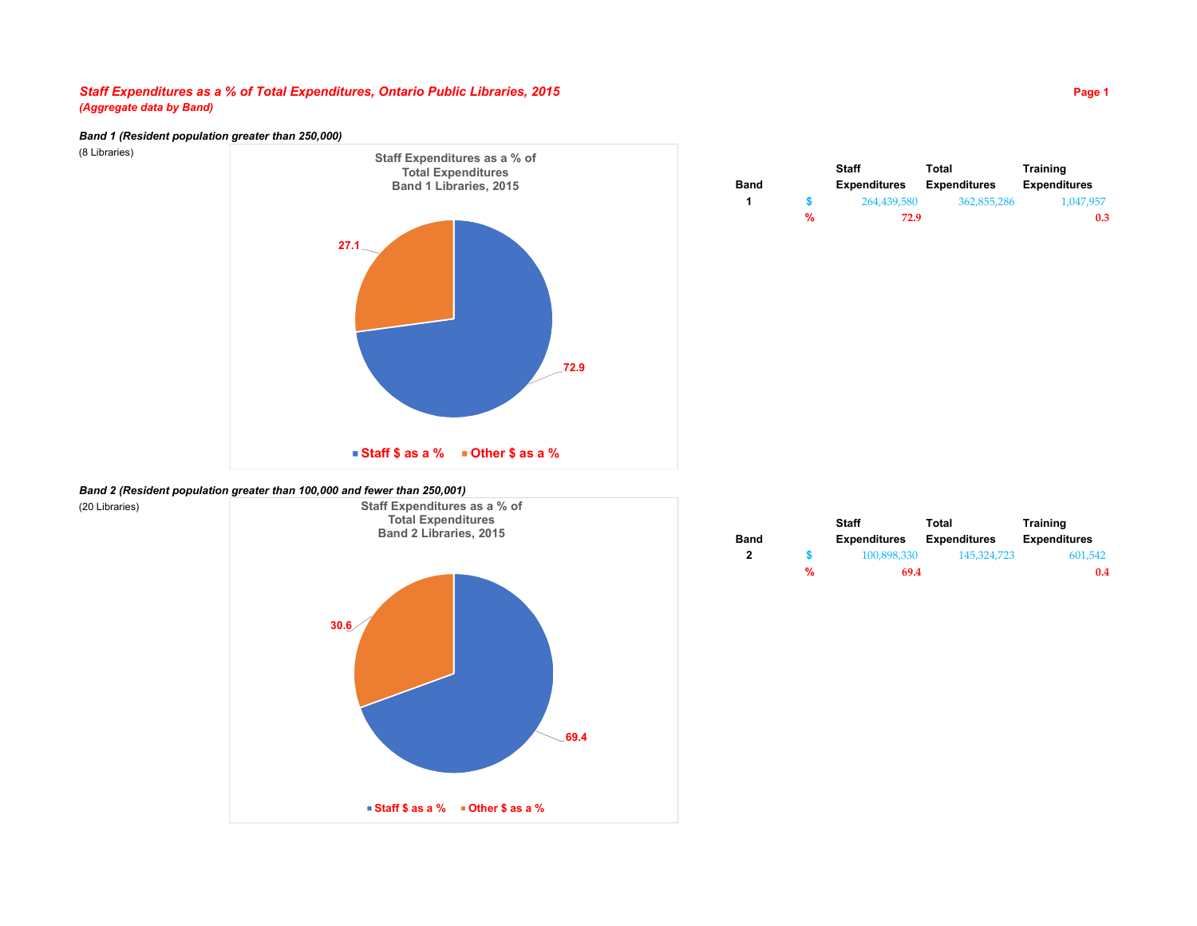# Staff Expenditures as a % of Total Expenditures, Ontario Public Libraries, 2015

***(Aggregate data by Band)***

### *Band 1 (Resident population greater than 250,000)*

(8 Libraries)

**Staff Expenditures as a % of Total Expenditures Band 1 Libraries, 2015**

- Staff $ as a %: 72.9
- Other $ as a %: 27.1

| Band | | Staff Expenditures | Total Expenditures | Training Expenditures |
|---|---|---|---|---|
| 1 | $ | 264,439,580 | 362,855,286 | 1,047,957 |
| | % | 72.9 | | 0.3 |

### *Band 2 (Resident population greater than 100,000 and fewer than 250,001)*

(20 Libraries)

**Staff Expenditures as a % of Total Expenditures Band 2 Libraries, 2015**

- Staff $ as a %: 69.4
- Other $ as a %: 30.6

| Band | | Staff Expenditures | Total Expenditures | Training Expenditures |
|---|---|---|---|---|
| 2 | $ | 100,898,330 | 145,324,723 | 601,542 |
| | % | 69.4 | | 0.4 |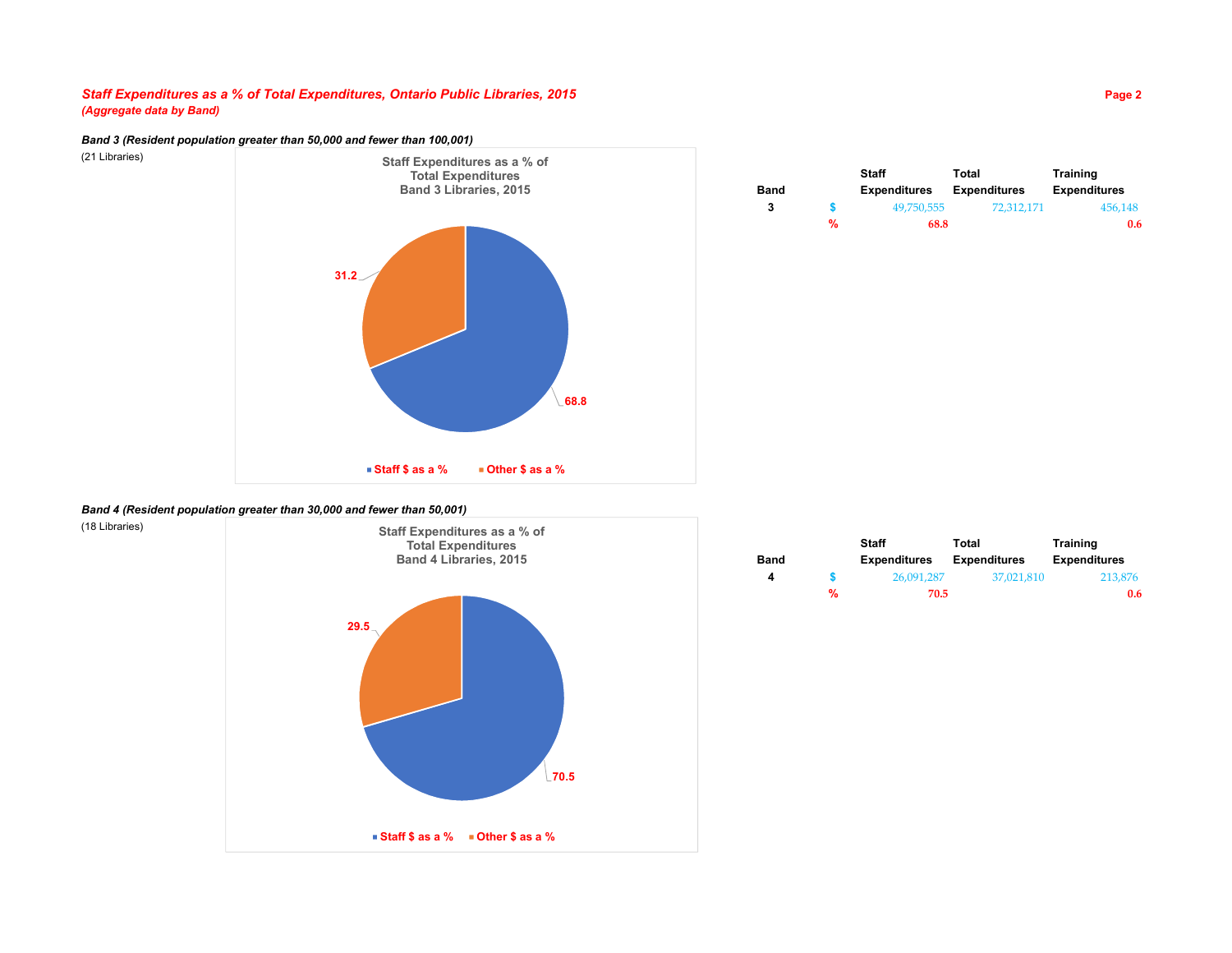*Staff Expenditures as a % of Total Expenditures, Ontario Public Libraries, 2015*
*(Aggregate data by Band)*

***Band 3 (Resident population greater than 50,000 and fewer than 100,001)***

(21 Libraries)

**Staff Expenditures as a % of Total Expenditures Band 3 Libraries, 2015**

31.2

68.8

Staff $ as a %   Other $ as a %

| Band | | Staff Expenditures | Total Expenditures | Training Expenditures |
|---|---|---|---|---|
| 3 | $ | 49,750,555 | 72,312,171 | 456,148 |
| | % | 68.8 | | 0.6 |

***Band 4 (Resident population greater than 30,000 and fewer than 50,001)***

(18 Libraries)

**Staff Expenditures as a % of Total Expenditures Band 4 Libraries, 2015**

29.5

70.5

Staff $ as a %   Other $ as a %

| Band | | Staff Expenditures | Total Expenditures | Training Expenditures |
|---|---|---|---|---|
| 4 | $ | 26,091,287 | 37,021,810 | 213,876 |
| | % | 70.5 | | 0.6 |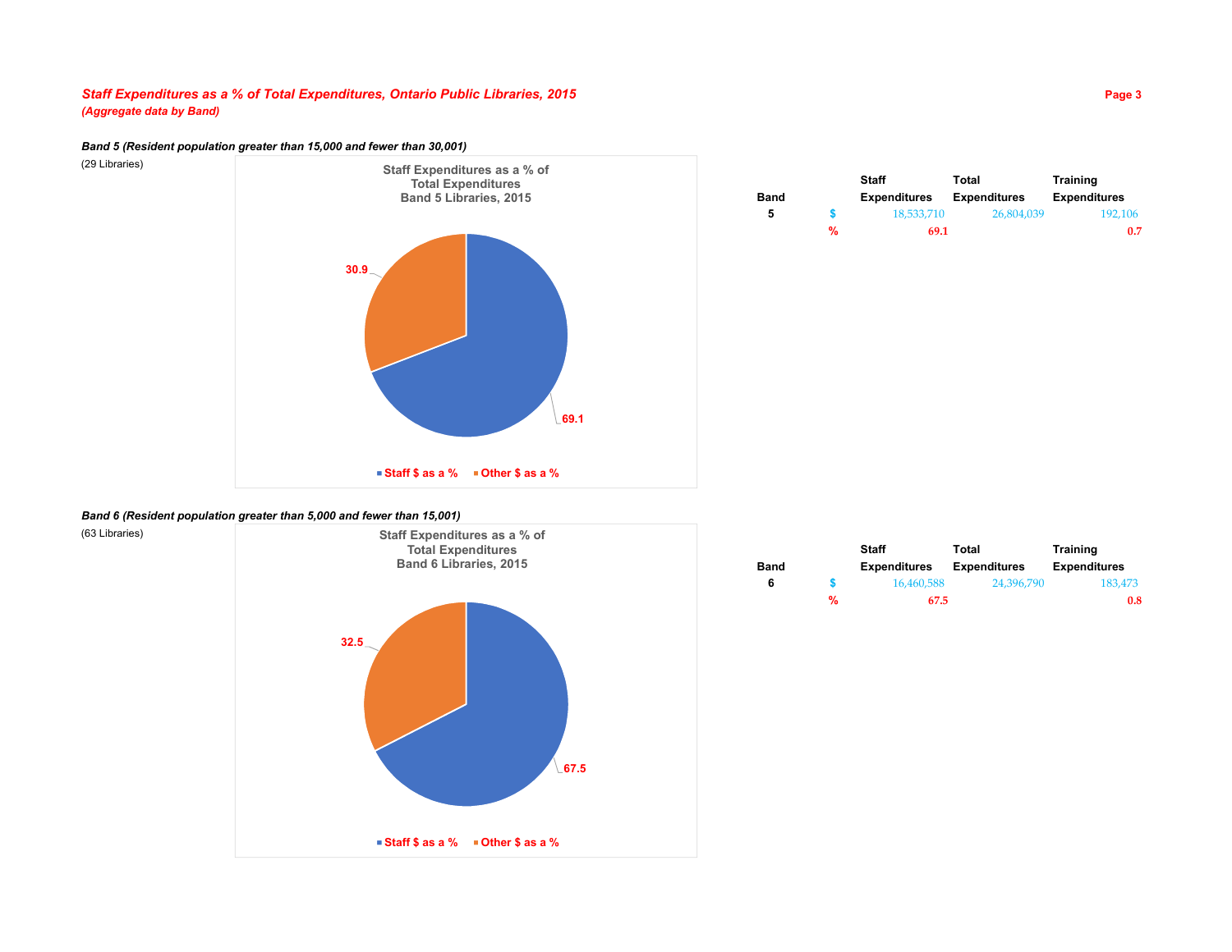*Staff Expenditures as a % of Total Expenditures, Ontario Public Libraries, 2015*
*(Aggregate data by Band)*

***Band 5 (Resident population greater than 15,000 and fewer than 30,001)***

(29 Libraries)

**Staff Expenditures as a % of Total Expenditures Band 5 Libraries, 2015**

30.9

69.1

Staff $ as a % · Other $ as a %

| Band | | Staff Expenditures | Total Expenditures | Training Expenditures |
|---|---|---|---|---|
| 5 | $ | 18,533,710 | 26,804,039 | 192,106 |
| | % | 69.1 | | 0.7 |

***Band 6 (Resident population greater than 5,000 and fewer than 15,001)***

(63 Libraries)

**Staff Expenditures as a % of Total Expenditures Band 6 Libraries, 2015**

32.5

67.5

Staff $ as a % · Other $ as a %

| Band | | Staff Expenditures | Total Expenditures | Training Expenditures |
|---|---|---|---|---|
| 6 | $ | 16,460,588 | 24,396,790 | 183,473 |
| | % | 67.5 | | 0.8 |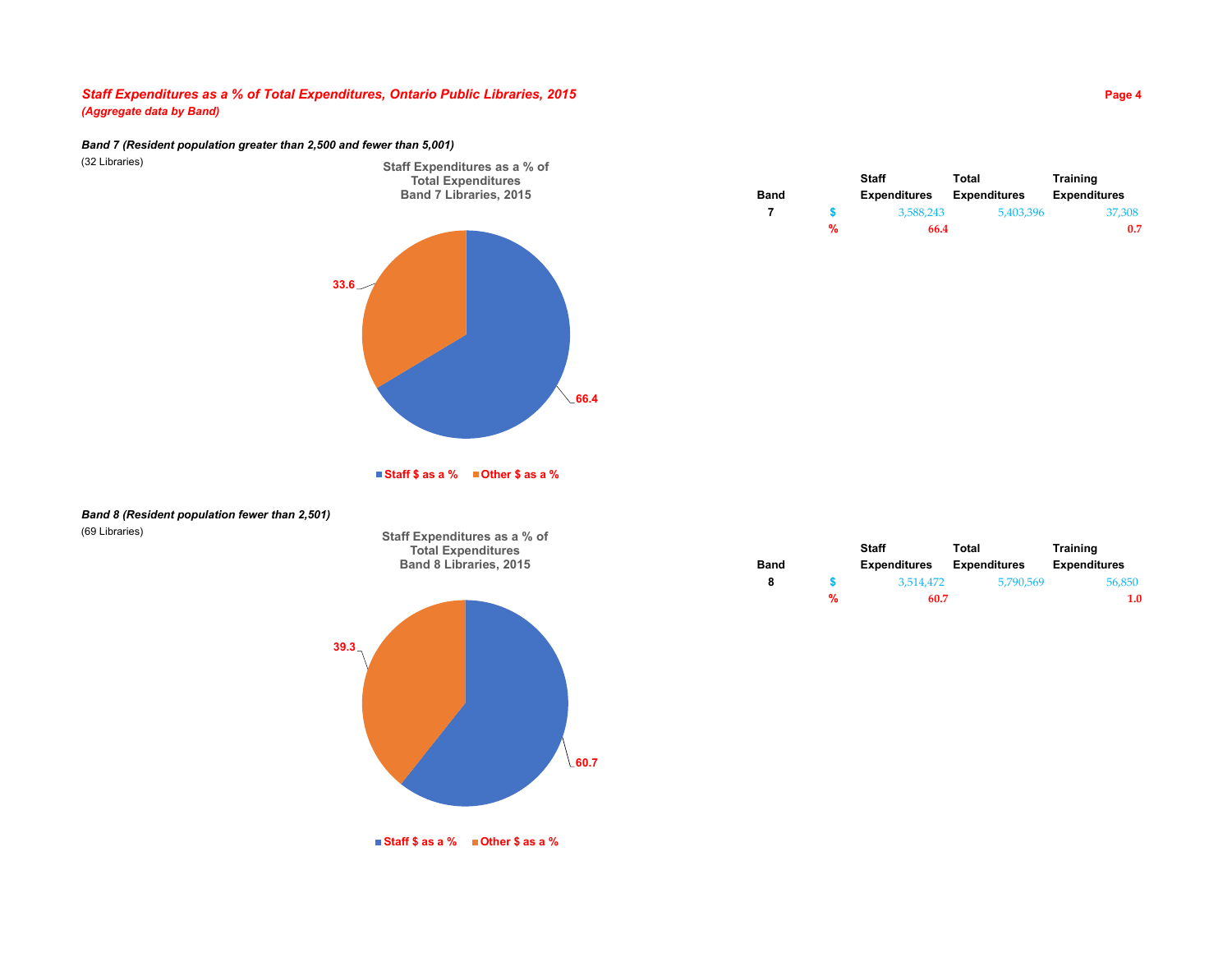## *Staff Expenditures as a % of Total Expenditures, Ontario Public Libraries, 2015*
***(Aggregate data by Band)***

***Band 7 (Resident population greater than 2,500 and fewer than 5,001)***

(32 Libraries)

**Staff Expenditures as a % of Total Expenditures Band 7 Libraries, 2015**

33.6

66.4

Staff $ as a %   Other $ as a %

| Band | | Staff Expenditures | Total Expenditures | Training Expenditures |
|---|---|---|---|---|
| 7 | $ | 3,588,243 | 5,403,396 | 37,308 |
| | % | 66.4 | | 0.7 |

***Band 8 (Resident population fewer than 2,501)***

(69 Libraries)

**Staff Expenditures as a % of Total Expenditures Band 8 Libraries, 2015**

39.3

60.7

Staff $ as a %   Other $ as a %

| Band | | Staff Expenditures | Total Expenditures | Training Expenditures |
|---|---|---|---|---|
| 8 | $ | 3,514,472 | 5,790,569 | 56,850 |
| | % | 60.7 | | 1.0 |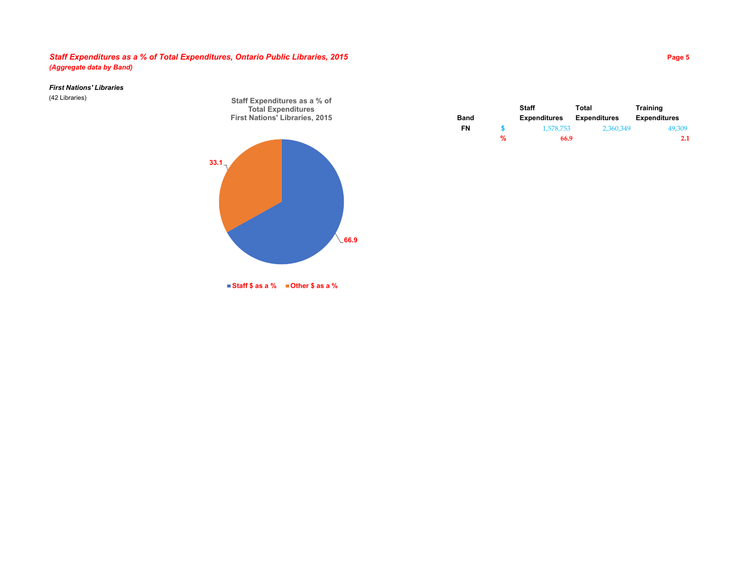## *Staff Expenditures as a % of Total Expenditures, Ontario Public Libraries, 2015*
***(Aggregate data by Band)***

***First Nations' Libraries***
(42 Libraries)

Staff Expenditures as a % of Total Expenditures First Nations' Libraries, 2015

33.1

66.9

Staff $ as a %  Other $ as a %

| Band | | Staff Expenditures | Total Expenditures | Training Expenditures |
|---|---|---|---|---|
| FN | $ | 1,578,753 | 2,360,349 | 49,309 |
| | % | 66.9 | | 2.1 |